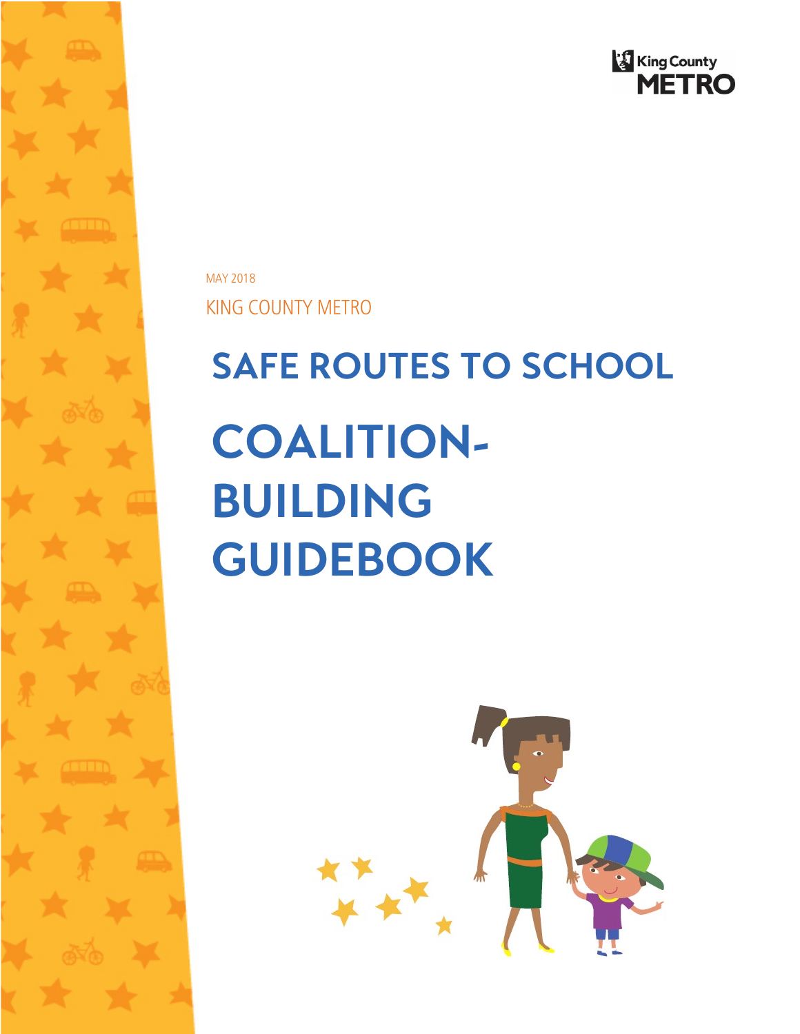King County METRO

MAY 2018

KING COUNTY METRO

# SAFE ROUTES TO SCHOOL

# COALITION-BUILDING GUIDEBOOK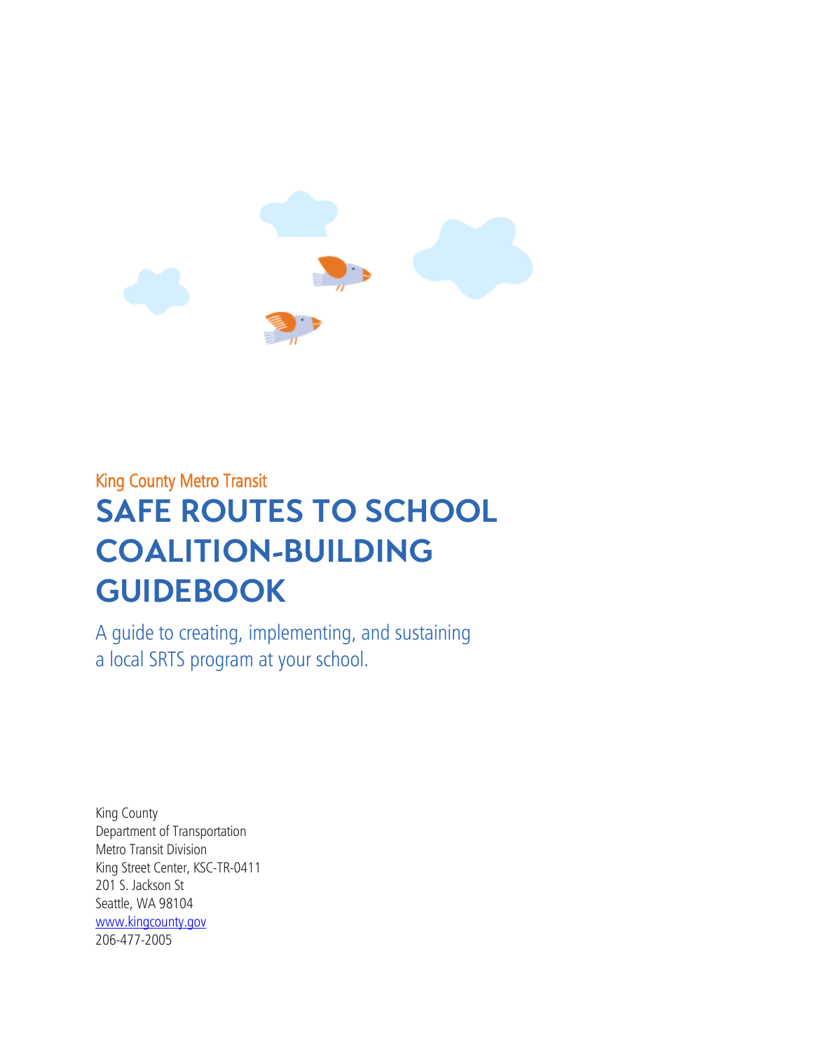King County Metro Transit

# SAFE ROUTES TO SCHOOL COALITION-BUILDING GUIDEBOOK

A guide to creating, implementing, and sustaining a local SRTS program at your school.

King County
Department of Transportation
Metro Transit Division
King Street Center, KSC-TR-0411
201 S. Jackson St
Seattle, WA 98104
www.kingcounty.gov
206-477-2005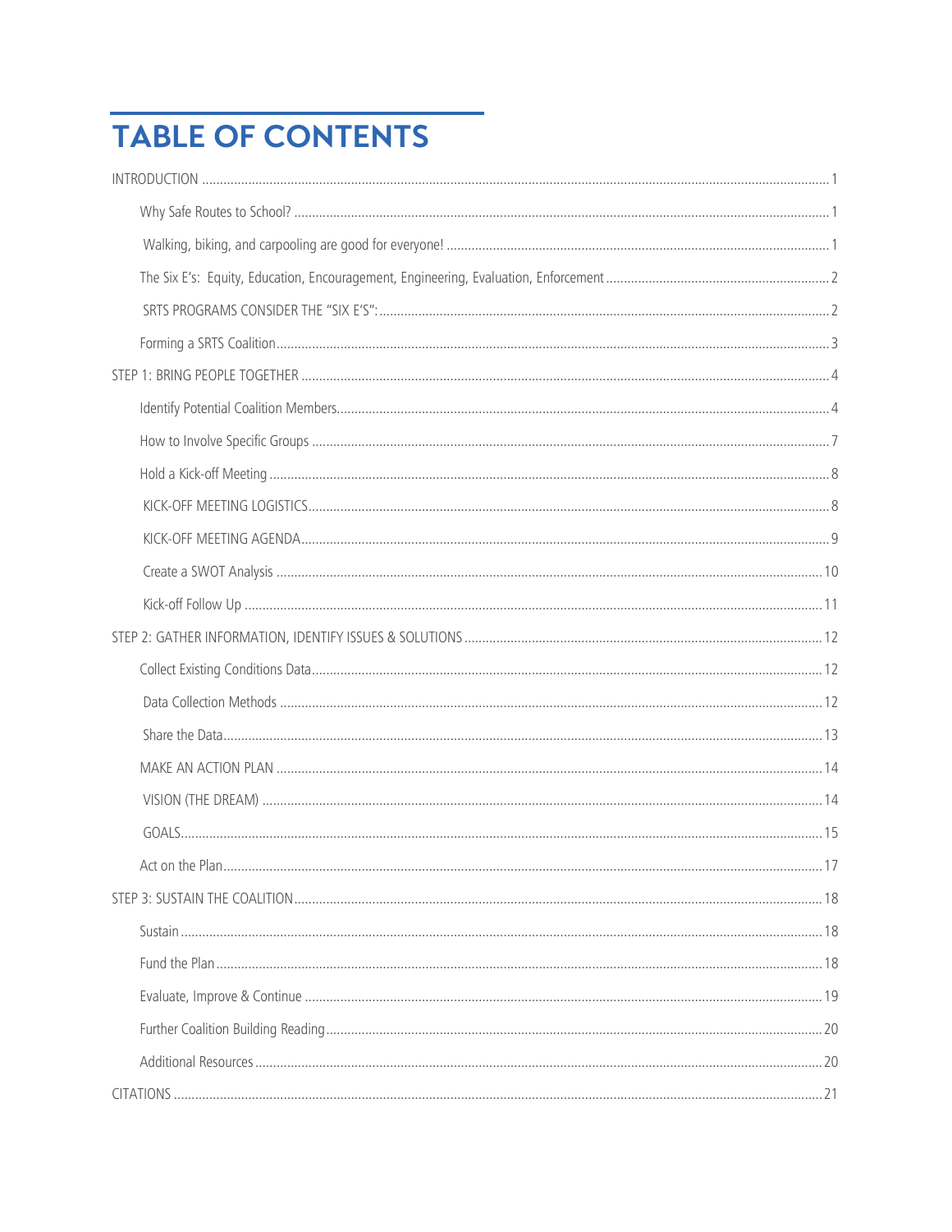# TABLE OF CONTENTS

INTRODUCTION ..... 1

- Why Safe Routes to School? ..... 1
  - Walking, biking, and carpooling are good for everyone! ..... 1
- The Six E's: Equity, Education, Encouragement, Engineering, Evaluation, Enforcement ..... 2
  - SRTS PROGRAMS CONSIDER THE "SIX E'S": ..... 2
- Forming a SRTS Coalition ..... 3

STEP 1: BRING PEOPLE TOGETHER ..... 4

- Identify Potential Coalition Members ..... 4
- How to Involve Specific Groups ..... 7
- Hold a Kick-off Meeting ..... 8
  - KICK-OFF MEETING LOGISTICS ..... 8
  - KICK-OFF MEETING AGENDA ..... 9
  - Create a SWOT Analysis ..... 10
  - Kick-off Follow Up ..... 11

STEP 2: GATHER INFORMATION, IDENTIFY ISSUES & SOLUTIONS ..... 12

- Collect Existing Conditions Data ..... 12
  - Data Collection Methods ..... 12
  - Share the Data ..... 13
- MAKE AN ACTION PLAN ..... 14
  - VISION (THE DREAM) ..... 14
  - GOALS ..... 15
- Act on the Plan ..... 17

STEP 3: SUSTAIN THE COALITION ..... 18

- Sustain ..... 18
- Fund the Plan ..... 18
- Evaluate, Improve & Continue ..... 19
- Further Coalition Building Reading ..... 20
- Additional Resources ..... 20

CITATIONS ..... 21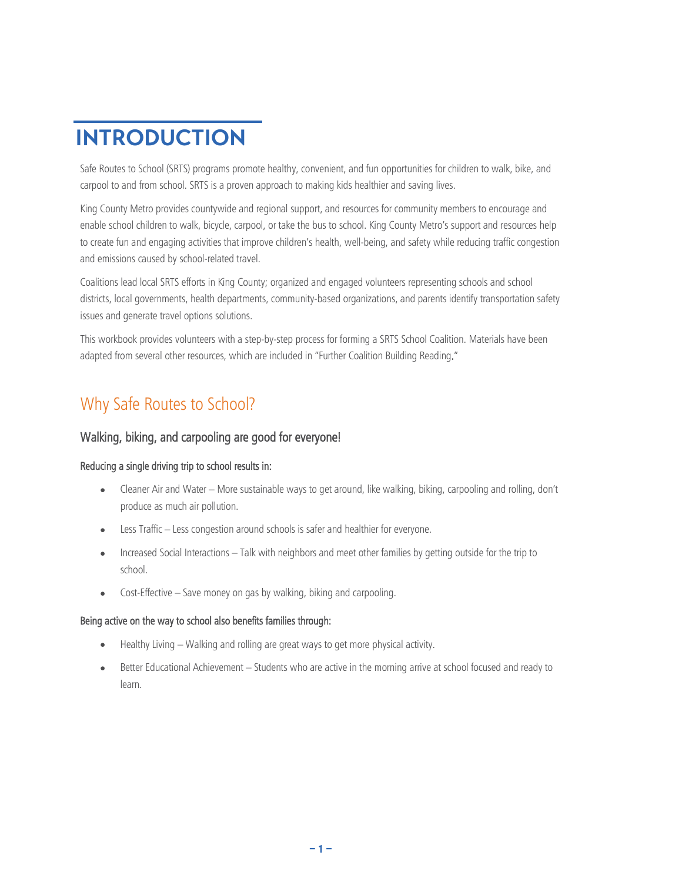# INTRODUCTION

Safe Routes to School (SRTS) programs promote healthy, convenient, and fun opportunities for children to walk, bike, and carpool to and from school. SRTS is a proven approach to making kids healthier and saving lives.

King County Metro provides countywide and regional support, and resources for community members to encourage and enable school children to walk, bicycle, carpool, or take the bus to school. King County Metro's support and resources help to create fun and engaging activities that improve children's health, well-being, and safety while reducing traffic congestion and emissions caused by school-related travel.

Coalitions lead local SRTS efforts in King County; organized and engaged volunteers representing schools and school districts, local governments, health departments, community-based organizations, and parents identify transportation safety issues and generate travel options solutions.

This workbook provides volunteers with a step-by-step process for forming a SRTS School Coalition. Materials have been adapted from several other resources, which are included in "Further Coalition Building Reading."

## Why Safe Routes to School?

### Walking, biking, and carpooling are good for everyone!

#### Reducing a single driving trip to school results in:

- Cleaner Air and Water – More sustainable ways to get around, like walking, biking, carpooling and rolling, don't produce as much air pollution.
- Less Traffic – Less congestion around schools is safer and healthier for everyone.
- Increased Social Interactions – Talk with neighbors and meet other families by getting outside for the trip to school.
- Cost-Effective – Save money on gas by walking, biking and carpooling.

#### Being active on the way to school also benefits families through:

- Healthy Living – Walking and rolling are great ways to get more physical activity.
- Better Educational Achievement – Students who are active in the morning arrive at school focused and ready to learn.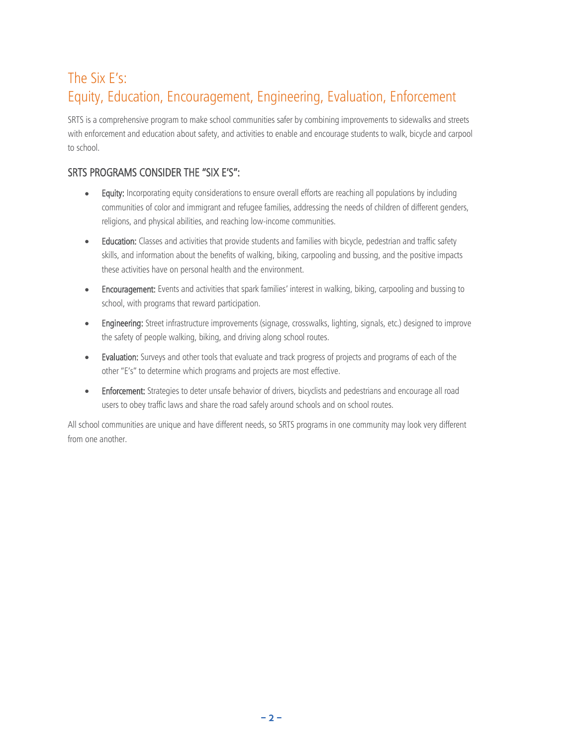# The Six E's:
# Equity, Education, Encouragement, Engineering, Evaluation, Enforcement

SRTS is a comprehensive program to make school communities safer by combining improvements to sidewalks and streets with enforcement and education about safety, and activities to enable and encourage students to walk, bicycle and carpool to school.

## SRTS PROGRAMS CONSIDER THE "SIX E'S":

- **Equity:** Incorporating equity considerations to ensure overall efforts are reaching all populations by including communities of color and immigrant and refugee families, addressing the needs of children of different genders, religions, and physical abilities, and reaching low-income communities.
- **Education:** Classes and activities that provide students and families with bicycle, pedestrian and traffic safety skills, and information about the benefits of walking, biking, carpooling and bussing, and the positive impacts these activities have on personal health and the environment.
- **Encouragement:** Events and activities that spark families' interest in walking, biking, carpooling and bussing to school, with programs that reward participation.
- **Engineering:** Street infrastructure improvements (signage, crosswalks, lighting, signals, etc.) designed to improve the safety of people walking, biking, and driving along school routes.
- **Evaluation:** Surveys and other tools that evaluate and track progress of projects and programs of each of the other "E's" to determine which programs and projects are most effective.
- **Enforcement:** Strategies to deter unsafe behavior of drivers, bicyclists and pedestrians and encourage all road users to obey traffic laws and share the road safely around schools and on school routes.

All school communities are unique and have different needs, so SRTS programs in one community may look very different from one another.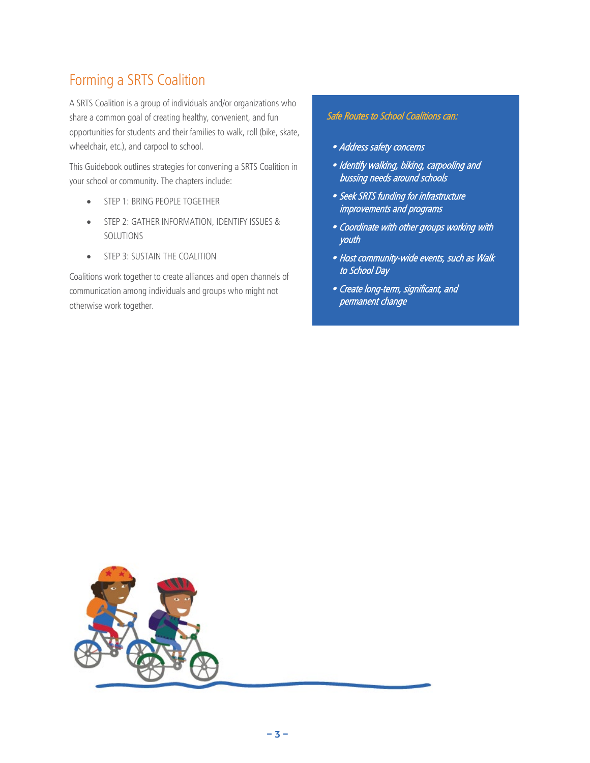## Forming a SRTS Coalition

A SRTS Coalition is a group of individuals and/or organizations who share a common goal of creating healthy, convenient, and fun opportunities for students and their families to walk, roll (bike, skate, wheelchair, etc.), and carpool to school.

This Guidebook outlines strategies for convening a SRTS Coalition in your school or community. The chapters include:

- STEP 1: BRING PEOPLE TOGETHER
- STEP 2: GATHER INFORMATION, IDENTIFY ISSUES & SOLUTIONS
- STEP 3: SUSTAIN THE COALITION

Coalitions work together to create alliances and open channels of communication among individuals and groups who might not otherwise work together.

*Safe Routes to School Coalitions can:*

- *Address safety concerns*
- *Identify walking, biking, carpooling and bussing needs around schools*
- *Seek SRTS funding for infrastructure improvements and programs*
- *Coordinate with other groups working with youth*
- *Host community-wide events, such as Walk to School Day*
- *Create long-term, significant, and permanent change*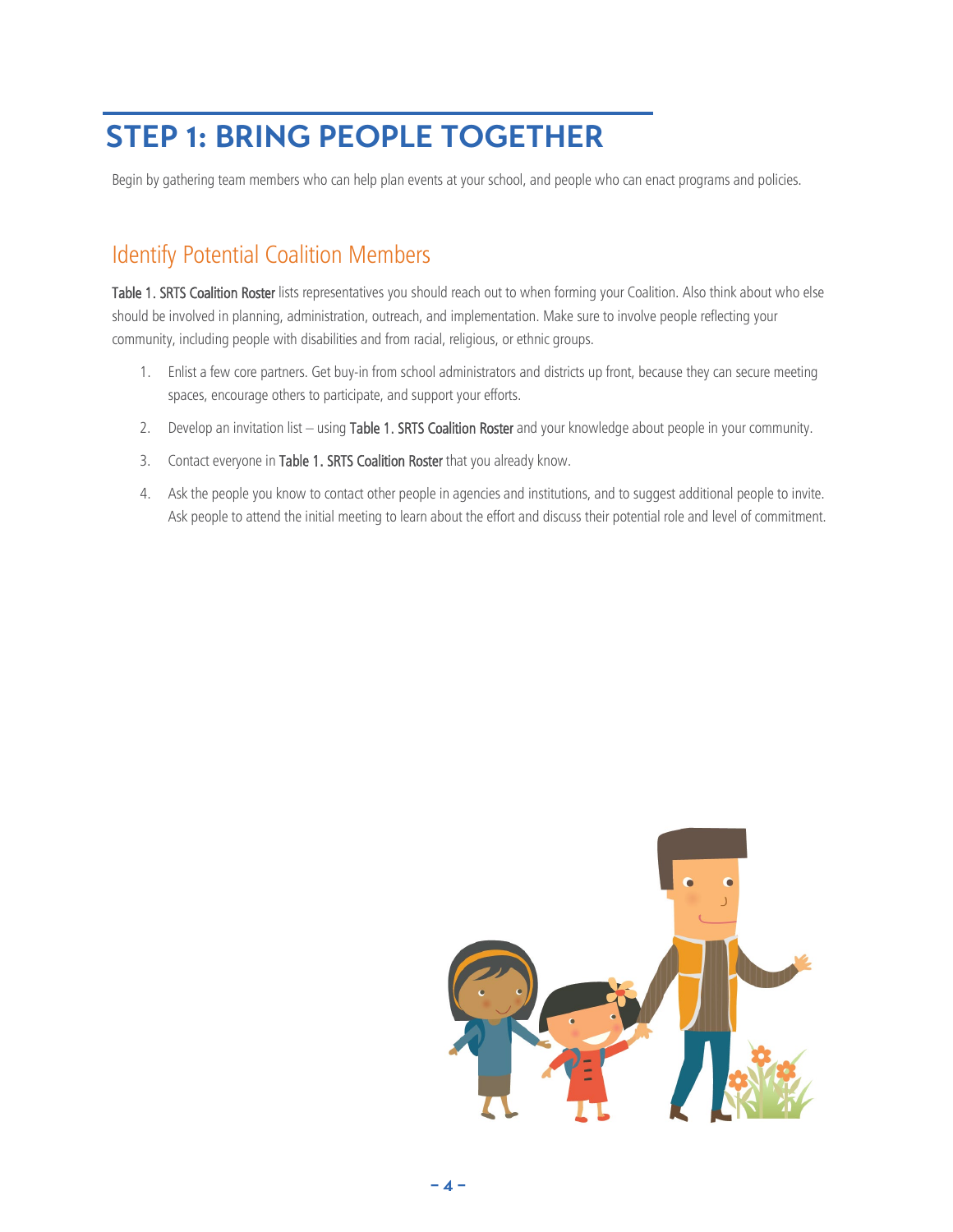# STEP 1: BRING PEOPLE TOGETHER

Begin by gathering team members who can help plan events at your school, and people who can enact programs and policies.

## Identify Potential Coalition Members

**Table 1. SRTS Coalition Roster** lists representatives you should reach out to when forming your Coalition. Also think about who else should be involved in planning, administration, outreach, and implementation. Make sure to involve people reflecting your community, including people with disabilities and from racial, religious, or ethnic groups.

1. Enlist a few core partners. Get buy-in from school administrators and districts up front, because they can secure meeting spaces, encourage others to participate, and support your efforts.
2. Develop an invitation list – using **Table 1. SRTS Coalition Roster** and your knowledge about people in your community.
3. Contact everyone in **Table 1. SRTS Coalition Roster** that you already know.
4. Ask the people you know to contact other people in agencies and institutions, and to suggest additional people to invite. Ask people to attend the initial meeting to learn about the effort and discuss their potential role and level of commitment.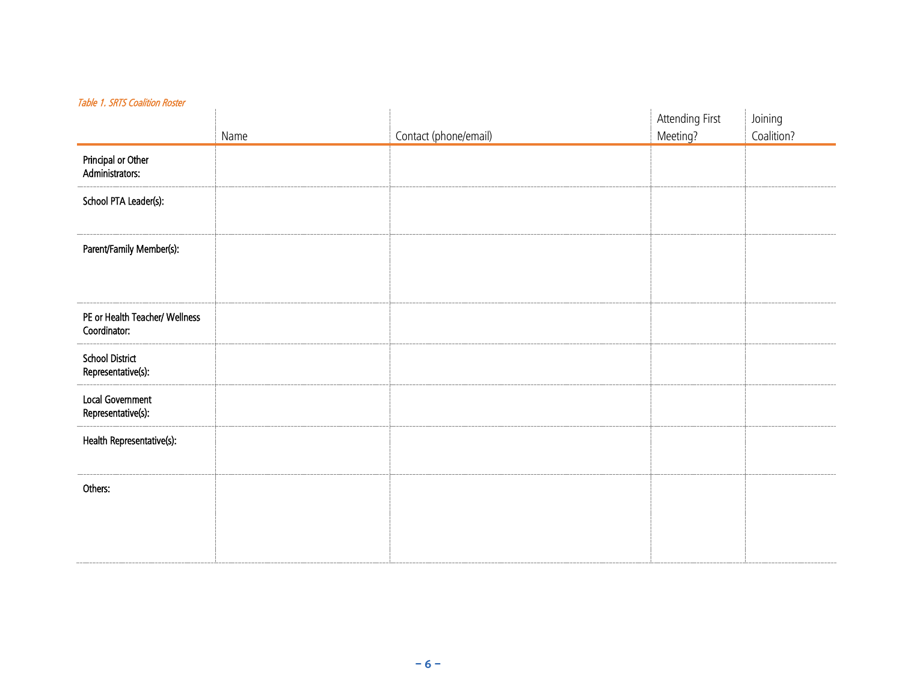*Table 1. SRTS Coalition Roster*

| | Name | Contact (phone/email) | Attending First Meeting? | Joining Coalition? |
|---|---|---|---|---|
| Principal or Other Administrators: | | | | |
| School PTA Leader(s): | | | | |
| Parent/Family Member(s): | | | | |
| PE or Health Teacher/ Wellness Coordinator: | | | | |
| School District Representative(s): | | | | |
| Local Government Representative(s): | | | | |
| Health Representative(s): | | | | |
| Others: | | | | |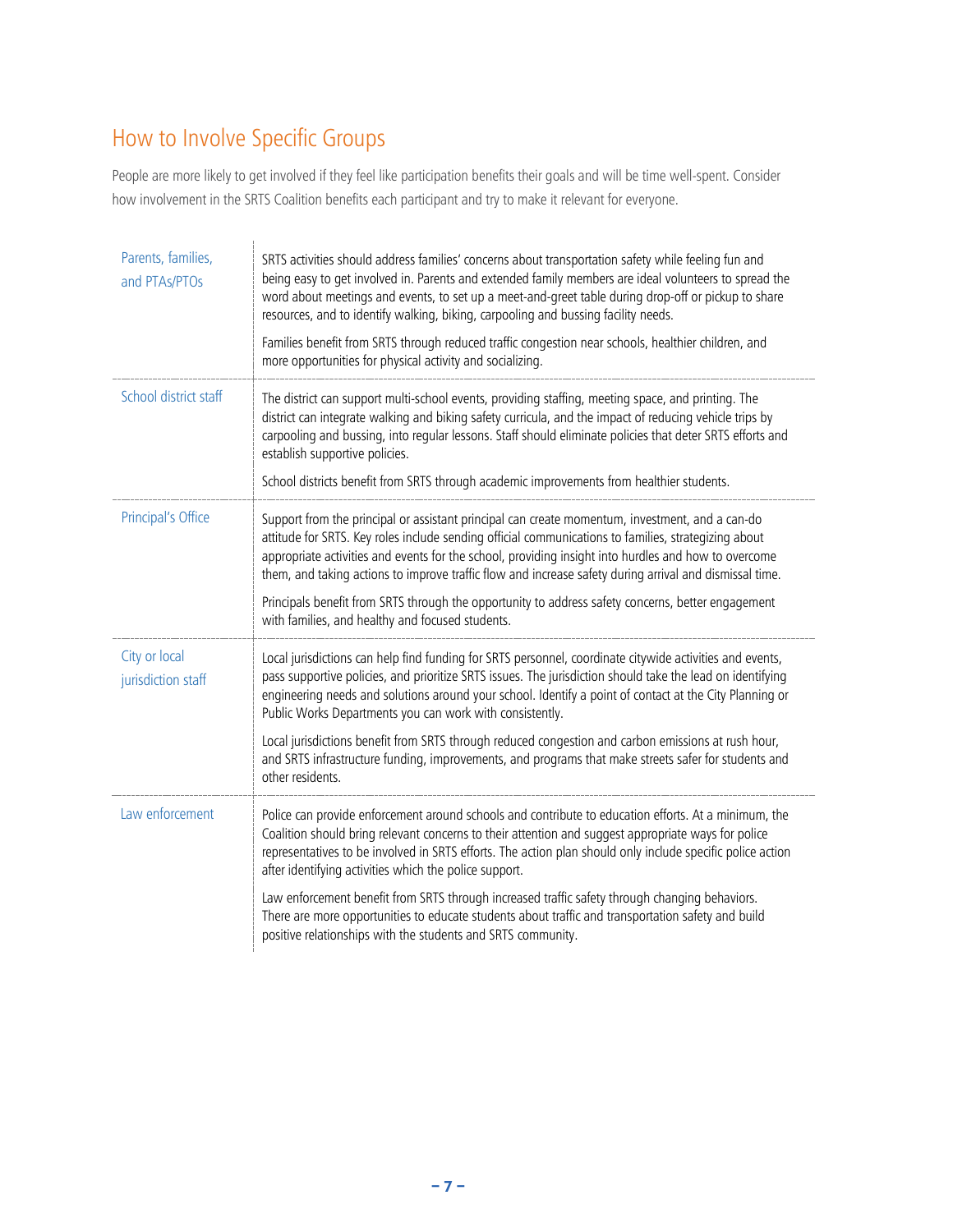## How to Involve Specific Groups

People are more likely to get involved if they feel like participation benefits their goals and will be time well-spent. Consider how involvement in the SRTS Coalition benefits each participant and try to make it relevant for everyone.

| Group | Role and Benefits |
|---|---|
| Parents, families, and PTAs/PTOs | SRTS activities should address families' concerns about transportation safety while feeling fun and being easy to get involved in. Parents and extended family members are ideal volunteers to spread the word about meetings and events, to set up a meet-and-greet table during drop-off or pickup to share resources, and to identify walking, biking, carpooling and bussing facility needs.<br><br>Families benefit from SRTS through reduced traffic congestion near schools, healthier children, and more opportunities for physical activity and socializing. |
| School district staff | The district can support multi-school events, providing staffing, meeting space, and printing. The district can integrate walking and biking safety curricula, and the impact of reducing vehicle trips by carpooling and bussing, into regular lessons. Staff should eliminate policies that deter SRTS efforts and establish supportive policies.<br><br>School districts benefit from SRTS through academic improvements from healthier students. |
| Principal's Office | Support from the principal or assistant principal can create momentum, investment, and a can-do attitude for SRTS. Key roles include sending official communications to families, strategizing about appropriate activities and events for the school, providing insight into hurdles and how to overcome them, and taking actions to improve traffic flow and increase safety during arrival and dismissal time.<br><br>Principals benefit from SRTS through the opportunity to address safety concerns, better engagement with families, and healthy and focused students. |
| City or local jurisdiction staff | Local jurisdictions can help find funding for SRTS personnel, coordinate citywide activities and events, pass supportive policies, and prioritize SRTS issues. The jurisdiction should take the lead on identifying engineering needs and solutions around your school. Identify a point of contact at the City Planning or Public Works Departments you can work with consistently.<br><br>Local jurisdictions benefit from SRTS through reduced congestion and carbon emissions at rush hour, and SRTS infrastructure funding, improvements, and programs that make streets safer for students and other residents. |
| Law enforcement | Police can provide enforcement around schools and contribute to education efforts. At a minimum, the Coalition should bring relevant concerns to their attention and suggest appropriate ways for police representatives to be involved in SRTS efforts. The action plan should only include specific police action after identifying activities which the police support.<br><br>Law enforcement benefit from SRTS through increased traffic safety through changing behaviors. There are more opportunities to educate students about traffic and transportation safety and build positive relationships with the students and SRTS community. |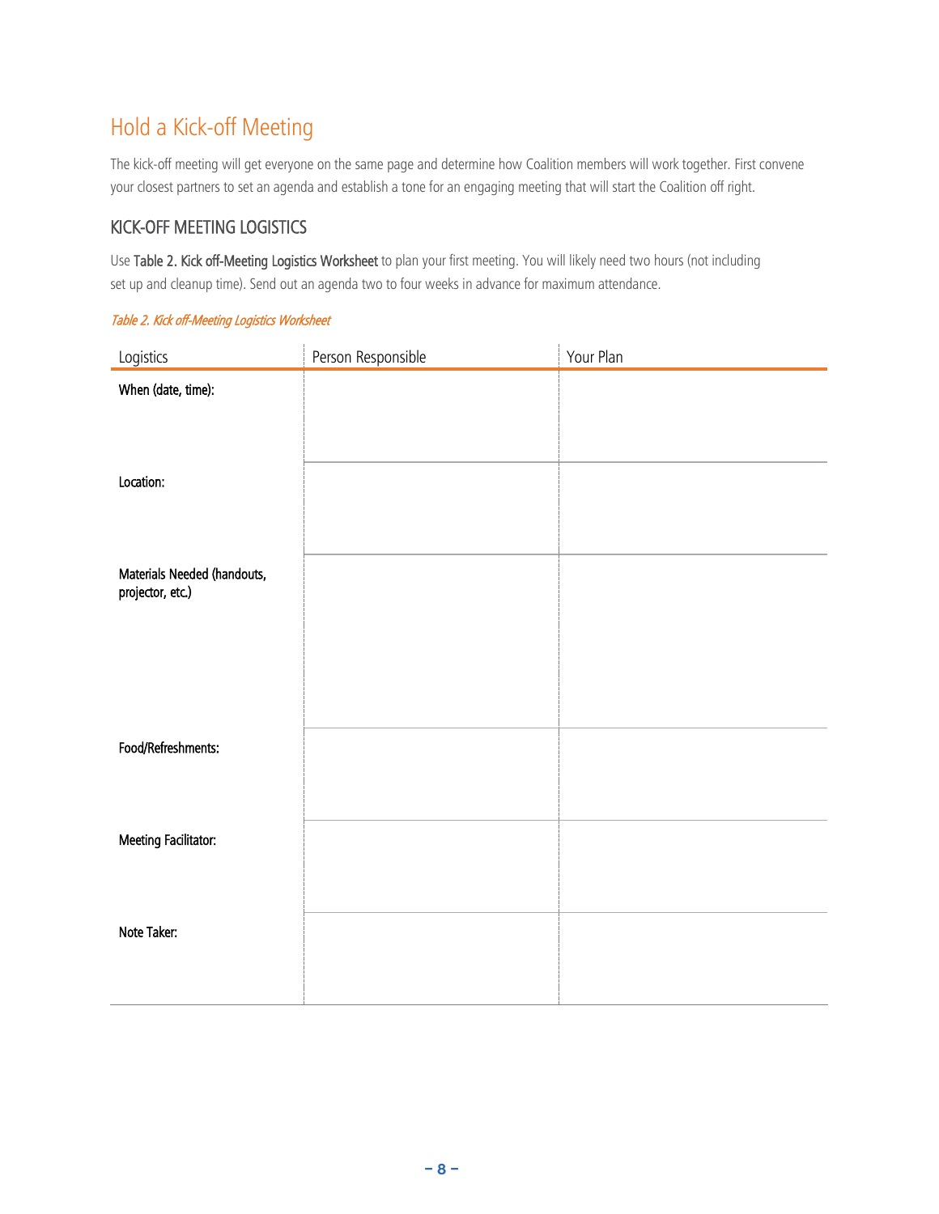## Hold a Kick-off Meeting

The kick-off meeting will get everyone on the same page and determine how Coalition members will work together. First convene your closest partners to set an agenda and establish a tone for an engaging meeting that will start the Coalition off right.

### KICK-OFF MEETING LOGISTICS

Use **Table 2. Kick off-Meeting Logistics Worksheet** to plan your first meeting. You will likely need two hours (not including set up and cleanup time). Send out an agenda two to four weeks in advance for maximum attendance.

*Table 2. Kick off-Meeting Logistics Worksheet*

| Logistics | Person Responsible | Your Plan |
|---|---|---|
| **When (date, time):** | | |
| **Location:** | | |
| **Materials Needed (handouts, projector, etc.)** | | |
| **Food/Refreshments:** | | |
| **Meeting Facilitator:** | | |
| **Note Taker:** | | |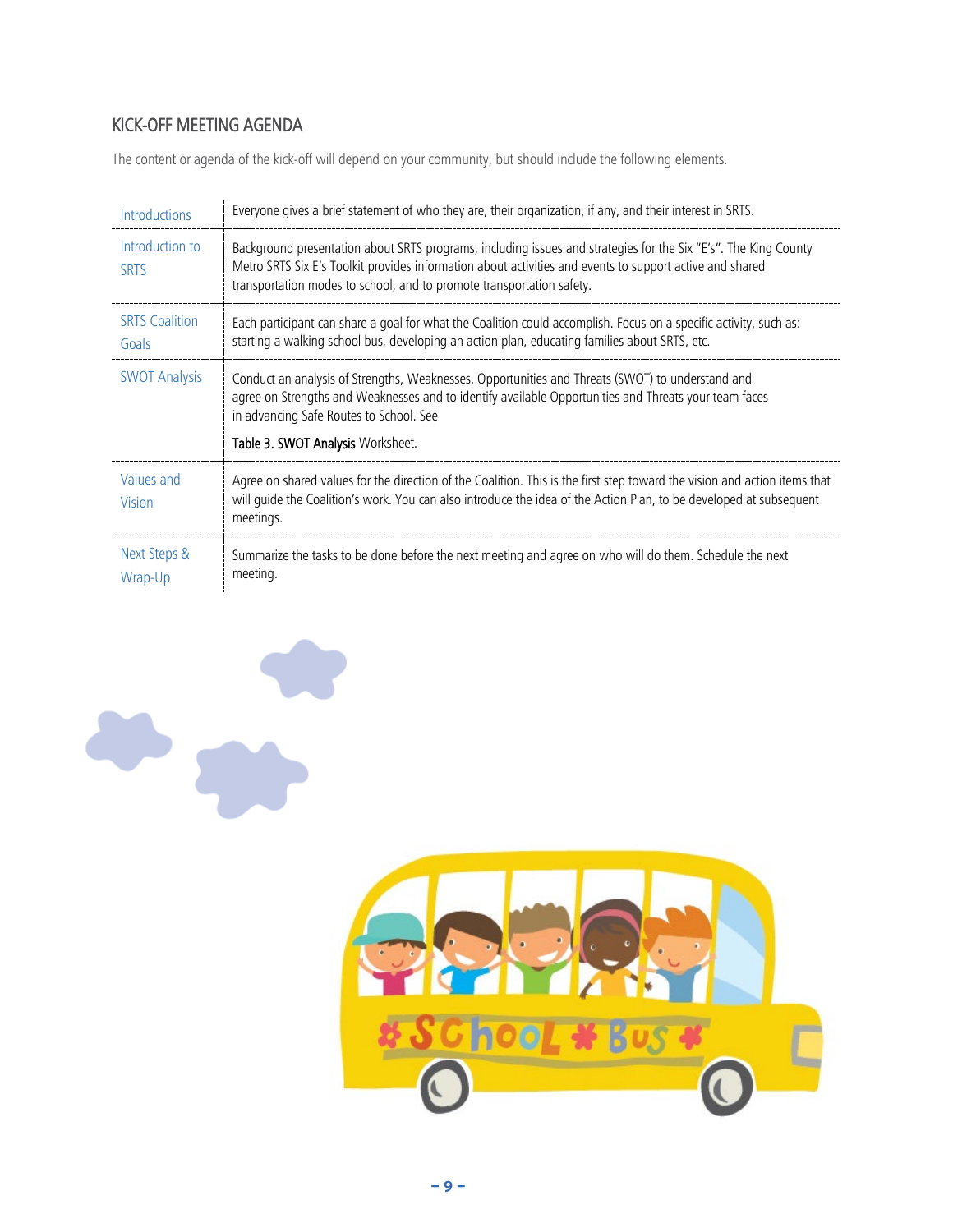## KICK-OFF MEETING AGENDA

The content or agenda of the kick-off will depend on your community, but should include the following elements.

| | |
|---|---|
| Introductions | Everyone gives a brief statement of who they are, their organization, if any, and their interest in SRTS. |
| Introduction to SRTS | Background presentation about SRTS programs, including issues and strategies for the Six "E's". The King County Metro SRTS Six E's Toolkit provides information about activities and events to support active and shared transportation modes to school, and to promote transportation safety. |
| SRTS Coalition Goals | Each participant can share a goal for what the Coalition could accomplish. Focus on a specific activity, such as: starting a walking school bus, developing an action plan, educating families about SRTS, etc. |
| SWOT Analysis | Conduct an analysis of Strengths, Weaknesses, Opportunities and Threats (SWOT) to understand and agree on Strengths and Weaknesses and to identify available Opportunities and Threats your team faces in advancing Safe Routes to School. See **Table 3. SWOT Analysis** Worksheet. |
| Values and Vision | Agree on shared values for the direction of the Coalition. This is the first step toward the vision and action items that will guide the Coalition's work. You can also introduce the idea of the Action Plan, to be developed at subsequent meetings. |
| Next Steps & Wrap-Up | Summarize the tasks to be done before the next meeting and agree on who will do them. Schedule the next meeting. |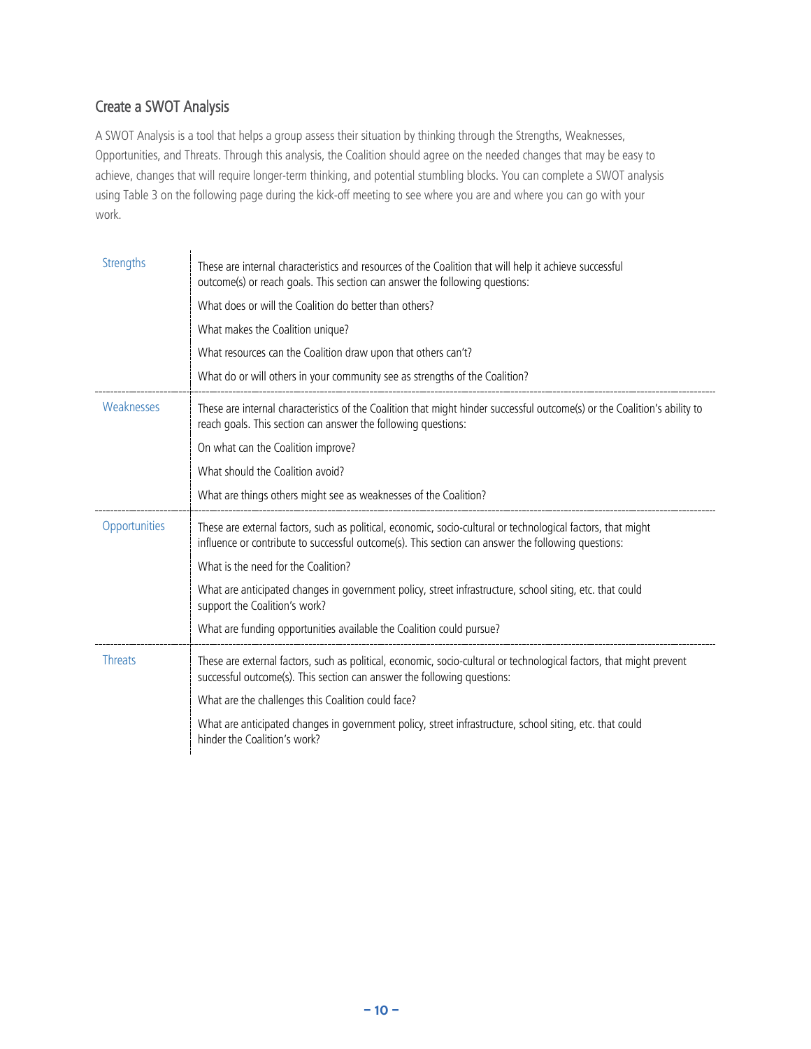## Create a SWOT Analysis

A SWOT Analysis is a tool that helps a group assess their situation by thinking through the Strengths, Weaknesses, Opportunities, and Threats. Through this analysis, the Coalition should agree on the needed changes that may be easy to achieve, changes that will require longer-term thinking, and potential stumbling blocks. You can complete a SWOT analysis using Table 3 on the following page during the kick-off meeting to see where you are and where you can go with your work.

| | |
|---|---|
| Strengths | These are internal characteristics and resources of the Coalition that will help it achieve successful outcome(s) or reach goals. This section can answer the following questions:<br>What does or will the Coalition do better than others?<br>What makes the Coalition unique?<br>What resources can the Coalition draw upon that others can't?<br>What do or will others in your community see as strengths of the Coalition? |
| Weaknesses | These are internal characteristics of the Coalition that might hinder successful outcome(s) or the Coalition's ability to reach goals. This section can answer the following questions:<br>On what can the Coalition improve?<br>What should the Coalition avoid?<br>What are things others might see as weaknesses of the Coalition? |
| Opportunities | These are external factors, such as political, economic, socio-cultural or technological factors, that might influence or contribute to successful outcome(s). This section can answer the following questions:<br>What is the need for the Coalition?<br>What are anticipated changes in government policy, street infrastructure, school siting, etc. that could support the Coalition's work?<br>What are funding opportunities available the Coalition could pursue? |
| Threats | These are external factors, such as political, economic, socio-cultural or technological factors, that might prevent successful outcome(s). This section can answer the following questions:<br>What are the challenges this Coalition could face?<br>What are anticipated changes in government policy, street infrastructure, school siting, etc. that could hinder the Coalition's work? |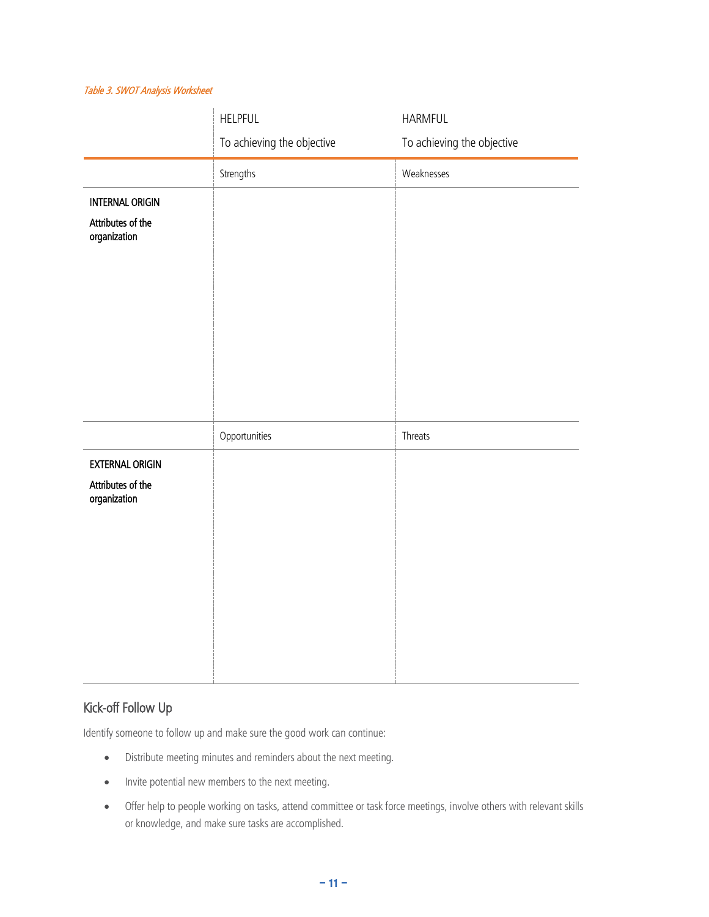*Table 3. SWOT Analysis Worksheet*

| | HELPFUL<br>To achieving the objective | HARMFUL<br>To achieving the objective |
|---|---|---|
| | Strengths | Weaknesses |
| **INTERNAL ORIGIN**<br>**Attributes of the organization** | | |
| | Opportunities | Threats |
| **EXTERNAL ORIGIN**<br>**Attributes of the organization** | | |

## Kick-off Follow Up

Identify someone to follow up and make sure the good work can continue:

- Distribute meeting minutes and reminders about the next meeting.
- Invite potential new members to the next meeting.
- Offer help to people working on tasks, attend committee or task force meetings, involve others with relevant skills or knowledge, and make sure tasks are accomplished.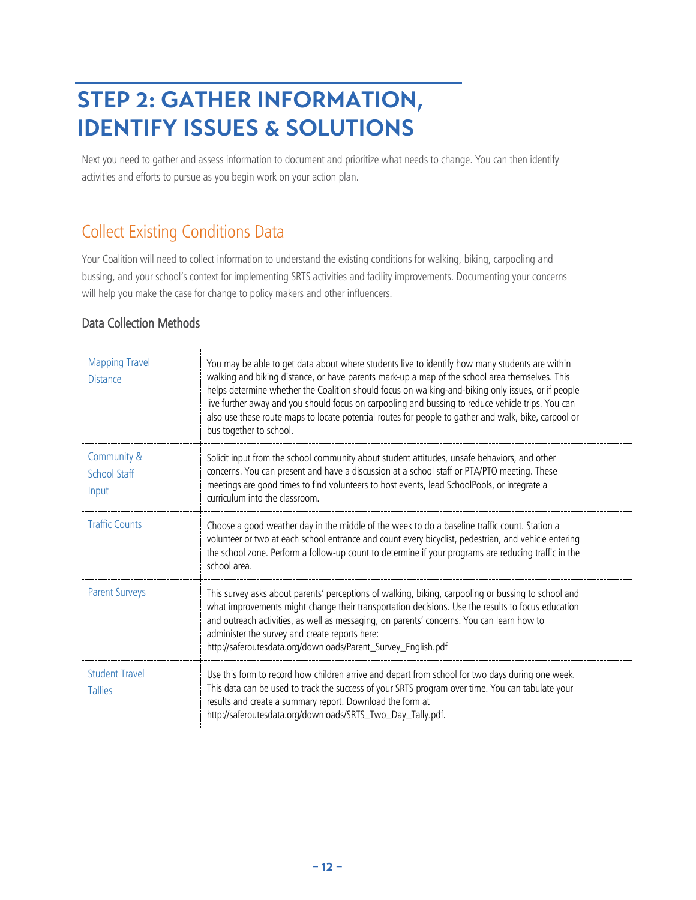# STEP 2: GATHER INFORMATION, IDENTIFY ISSUES & SOLUTIONS

Next you need to gather and assess information to document and prioritize what needs to change. You can then identify activities and efforts to pursue as you begin work on your action plan.

## Collect Existing Conditions Data

Your Coalition will need to collect information to understand the existing conditions for walking, biking, carpooling and bussing, and your school's context for implementing SRTS activities and facility improvements. Documenting your concerns will help you make the case for change to policy makers and other influencers.

### Data Collection Methods

| | |
|---|---|
| Mapping Travel Distance | You may be able to get data about where students live to identify how many students are within walking and biking distance, or have parents mark-up a map of the school area themselves. This helps determine whether the Coalition should focus on walking-and-biking only issues, or if people live further away and you should focus on carpooling and bussing to reduce vehicle trips. You can also use these route maps to locate potential routes for people to gather and walk, bike, carpool or bus together to school. |
| Community & School Staff Input | Solicit input from the school community about student attitudes, unsafe behaviors, and other concerns. You can present and have a discussion at a school staff or PTA/PTO meeting. These meetings are good times to find volunteers to host events, lead SchoolPools, or integrate a curriculum into the classroom. |
| Traffic Counts | Choose a good weather day in the middle of the week to do a baseline traffic count. Station a volunteer or two at each school entrance and count every bicyclist, pedestrian, and vehicle entering the school zone. Perform a follow-up count to determine if your programs are reducing traffic in the school area. |
| Parent Surveys | This survey asks about parents' perceptions of walking, biking, carpooling or bussing to school and what improvements might change their transportation decisions. Use the results to focus education and outreach activities, as well as messaging, on parents' concerns. You can learn how to administer the survey and create reports here: http://saferoutesdata.org/downloads/Parent_Survey_English.pdf |
| Student Travel Tallies | Use this form to record how children arrive and depart from school for two days during one week. This data can be used to track the success of your SRTS program over time. You can tabulate your results and create a summary report. Download the form at http://saferoutesdata.org/downloads/SRTS_Two_Day_Tally.pdf. |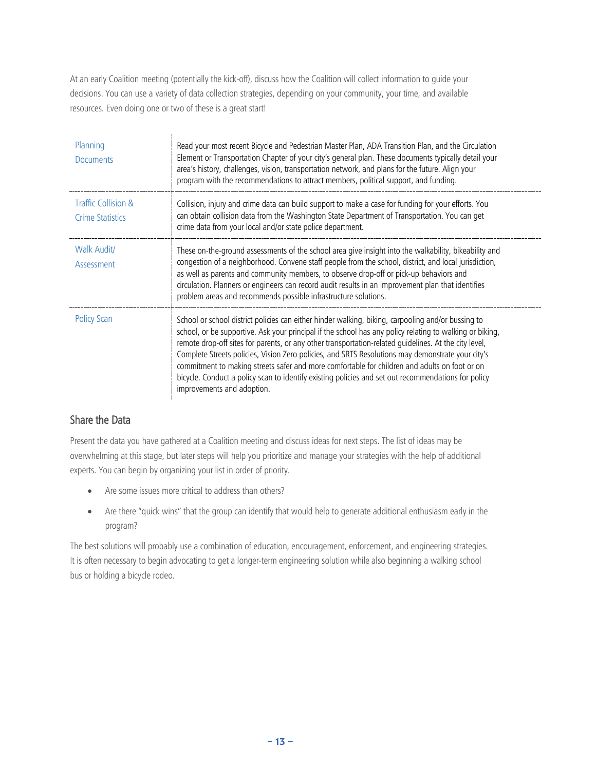At an early Coalition meeting (potentially the kick-off), discuss how the Coalition will collect information to guide your decisions. You can use a variety of data collection strategies, depending on your community, your time, and available resources. Even doing one or two of these is a great start!

| | |
|---|---|
| Planning Documents | Read your most recent Bicycle and Pedestrian Master Plan, ADA Transition Plan, and the Circulation Element or Transportation Chapter of your city's general plan. These documents typically detail your area's history, challenges, vision, transportation network, and plans for the future. Align your program with the recommendations to attract members, political support, and funding. |
| Traffic Collision & Crime Statistics | Collision, injury and crime data can build support to make a case for funding for your efforts. You can obtain collision data from the Washington State Department of Transportation. You can get crime data from your local and/or state police department. |
| Walk Audit/ Assessment | These on-the-ground assessments of the school area give insight into the walkability, bikeability and congestion of a neighborhood. Convene staff people from the school, district, and local jurisdiction, as well as parents and community members, to observe drop-off or pick-up behaviors and circulation. Planners or engineers can record audit results in an improvement plan that identifies problem areas and recommends possible infrastructure solutions. |
| Policy Scan | School or school district policies can either hinder walking, biking, carpooling and/or bussing to school, or be supportive. Ask your principal if the school has any policy relating to walking or biking, remote drop-off sites for parents, or any other transportation-related guidelines. At the city level, Complete Streets policies, Vision Zero policies, and SRTS Resolutions may demonstrate your city's commitment to making streets safer and more comfortable for children and adults on foot or on bicycle. Conduct a policy scan to identify existing policies and set out recommendations for policy improvements and adoption. |

## Share the Data

Present the data you have gathered at a Coalition meeting and discuss ideas for next steps. The list of ideas may be overwhelming at this stage, but later steps will help you prioritize and manage your strategies with the help of additional experts. You can begin by organizing your list in order of priority.

- Are some issues more critical to address than others?
- Are there "quick wins" that the group can identify that would help to generate additional enthusiasm early in the program?

The best solutions will probably use a combination of education, encouragement, enforcement, and engineering strategies. It is often necessary to begin advocating to get a longer-term engineering solution while also beginning a walking school bus or holding a bicycle rodeo.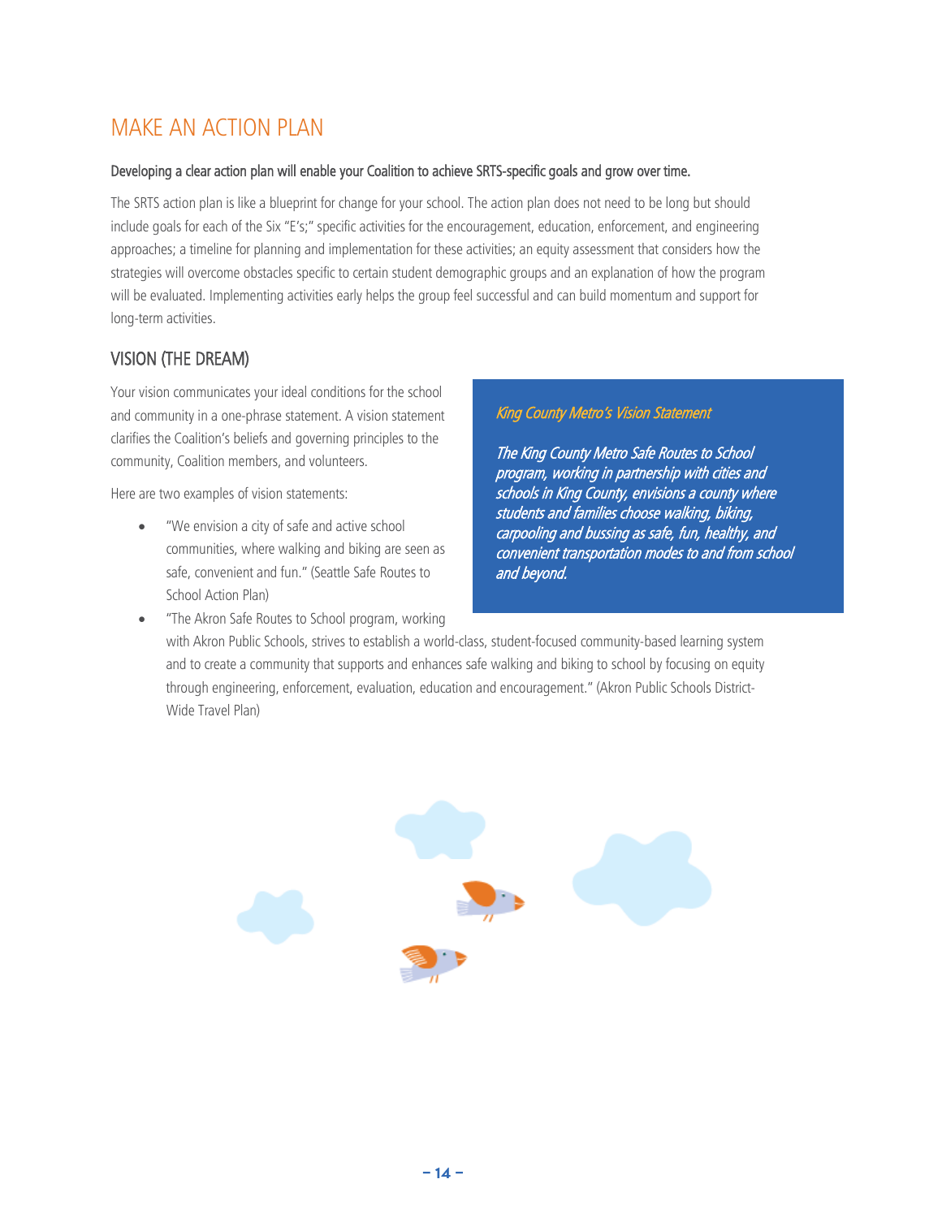# MAKE AN ACTION PLAN

**Developing a clear action plan will enable your Coalition to achieve SRTS-specific goals and grow over time.**

The SRTS action plan is like a blueprint for change for your school. The action plan does not need to be long but should include goals for each of the Six "E's;" specific activities for the encouragement, education, enforcement, and engineering approaches; a timeline for planning and implementation for these activities; an equity assessment that considers how the strategies will overcome obstacles specific to certain student demographic groups and an explanation of how the program will be evaluated. Implementing activities early helps the group feel successful and can build momentum and support for long-term activities.

## VISION (THE DREAM)

Your vision communicates your ideal conditions for the school and community in a one-phrase statement. A vision statement clarifies the Coalition's beliefs and governing principles to the community, Coalition members, and volunteers.

Here are two examples of vision statements:

- "We envision a city of safe and active school communities, where walking and biking are seen as safe, convenient and fun." (Seattle Safe Routes to School Action Plan)
- "The Akron Safe Routes to School program, working with Akron Public Schools, strives to establish a world-class, student-focused community-based learning system and to create a community that supports and enhances safe walking and biking to school by focusing on equity through engineering, enforcement, evaluation, education and encouragement." (Akron Public Schools District-Wide Travel Plan)

*King County Metro's Vision Statement*

*The King County Metro Safe Routes to School program, working in partnership with cities and schools in King County, envisions a county where students and families choose walking, biking, carpooling and bussing as safe, fun, healthy, and convenient transportation modes to and from school and beyond.*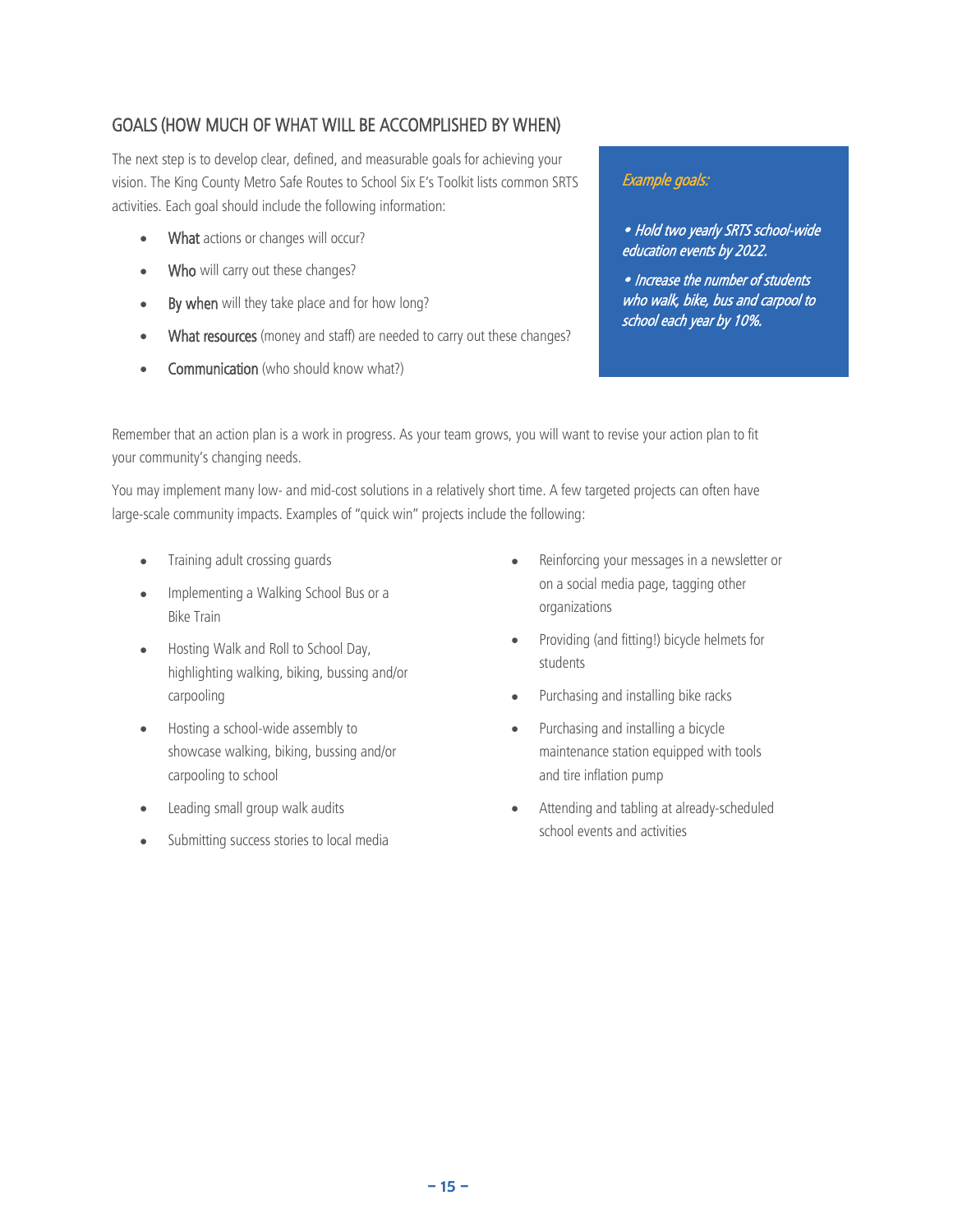## GOALS (HOW MUCH OF WHAT WILL BE ACCOMPLISHED BY WHEN)

The next step is to develop clear, defined, and measurable goals for achieving your vision. The King County Metro Safe Routes to School Six E's Toolkit lists common SRTS activities. Each goal should include the following information:

- **What** actions or changes will occur?
- **Who** will carry out these changes?
- **By when** will they take place and for how long?
- **What resources** (money and staff) are needed to carry out these changes?
- **Communication** (who should know what?)

*Example goals:*

- *Hold two yearly SRTS school-wide education events by 2022.*
- *Increase the number of students who walk, bike, bus and carpool to school each year by 10%.*

Remember that an action plan is a work in progress. As your team grows, you will want to revise your action plan to fit your community's changing needs.

You may implement many low- and mid-cost solutions in a relatively short time. A few targeted projects can often have large-scale community impacts. Examples of "quick win" projects include the following:

- Training adult crossing guards
- Implementing a Walking School Bus or a Bike Train
- Hosting Walk and Roll to School Day, highlighting walking, biking, bussing and/or carpooling
- Hosting a school-wide assembly to showcase walking, biking, bussing and/or carpooling to school
- Leading small group walk audits
- Submitting success stories to local media
- Reinforcing your messages in a newsletter or on a social media page, tagging other organizations
- Providing (and fitting!) bicycle helmets for students
- Purchasing and installing bike racks
- Purchasing and installing a bicycle maintenance station equipped with tools and tire inflation pump
- Attending and tabling at already-scheduled school events and activities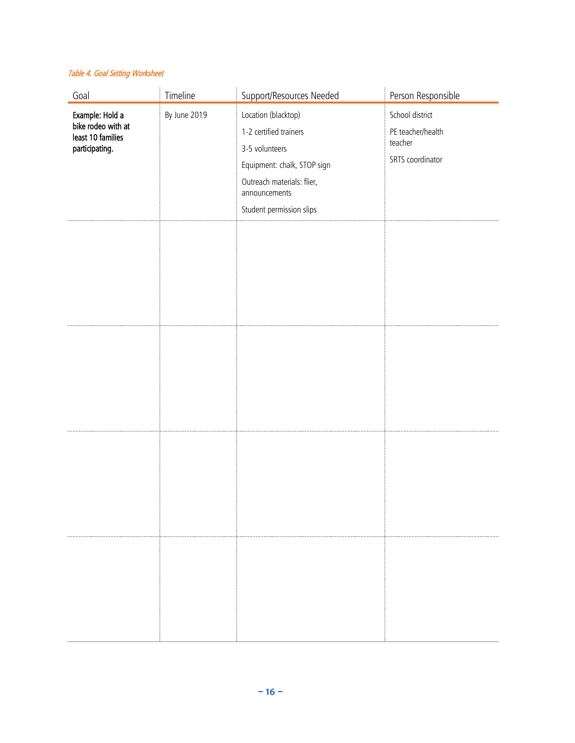*Table 4. Goal Setting Worksheet*

| Goal | Timeline | Support/Resources Needed | Person Responsible |
|---|---|---|---|
| **Example: Hold a bike rodeo with at least 10 families participating.** | By June 2019 | Location (blacktop)<br>1-2 certified trainers<br>3-5 volunteers<br>Equipment: chalk, STOP sign<br>Outreach materials: flier, announcements<br>Student permission slips | School district<br>PE teacher/health teacher<br>SRTS coordinator |
| | | | |
| | | | |
| | | | |
| | | | |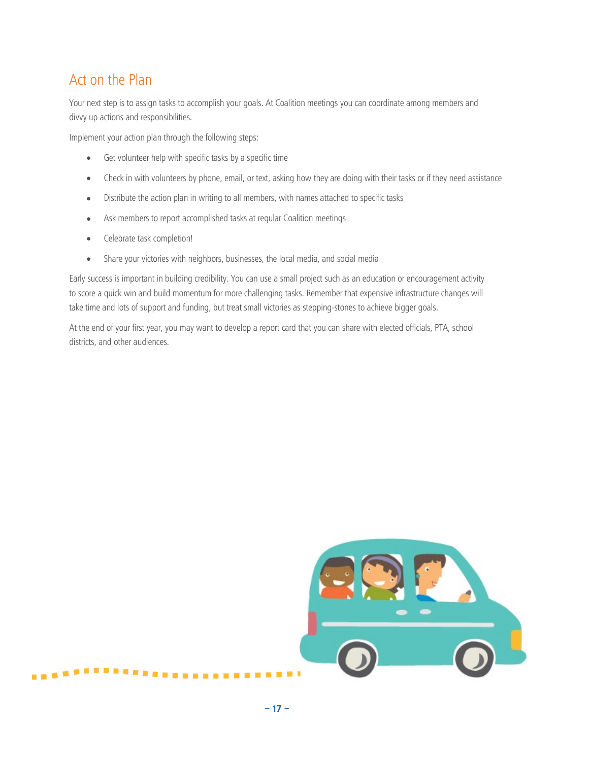## Act on the Plan

Your next step is to assign tasks to accomplish your goals. At Coalition meetings you can coordinate among members and divvy up actions and responsibilities.

Implement your action plan through the following steps:

- Get volunteer help with specific tasks by a specific time
- Check in with volunteers by phone, email, or text, asking how they are doing with their tasks or if they need assistance
- Distribute the action plan in writing to all members, with names attached to specific tasks
- Ask members to report accomplished tasks at regular Coalition meetings
- Celebrate task completion!
- Share your victories with neighbors, businesses, the local media, and social media

Early success is important in building credibility. You can use a small project such as an education or encouragement activity to score a quick win and build momentum for more challenging tasks. Remember that expensive infrastructure changes will take time and lots of support and funding, but treat small victories as stepping-stones to achieve bigger goals.

At the end of your first year, you may want to develop a report card that you can share with elected officials, PTA, school districts, and other audiences.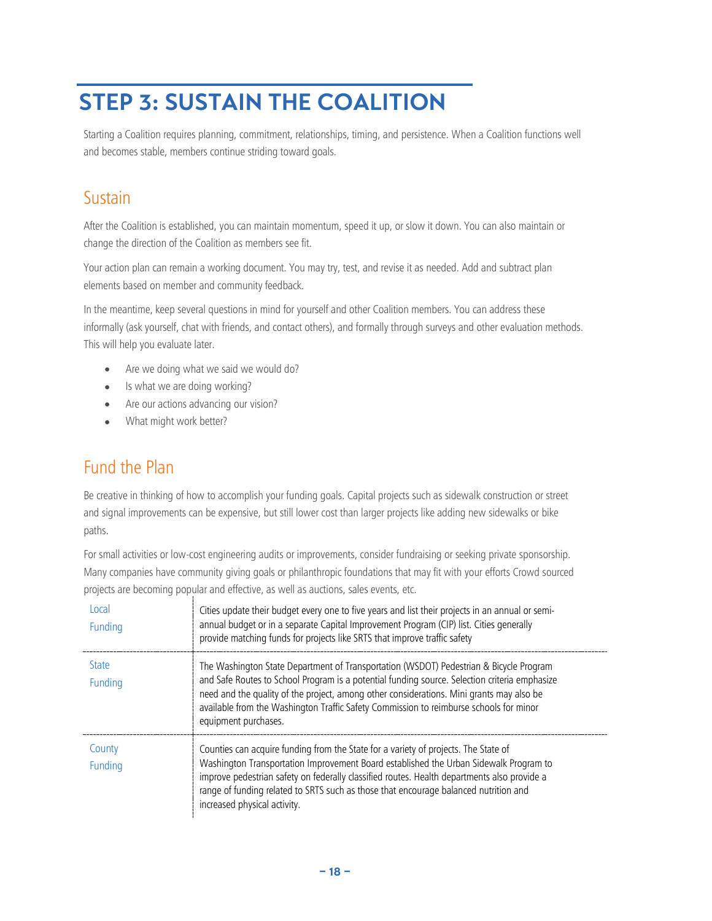# STEP 3: SUSTAIN THE COALITION

Starting a Coalition requires planning, commitment, relationships, timing, and persistence. When a Coalition functions well and becomes stable, members continue striding toward goals.

## Sustain

After the Coalition is established, you can maintain momentum, speed it up, or slow it down. You can also maintain or change the direction of the Coalition as members see fit.

Your action plan can remain a working document. You may try, test, and revise it as needed. Add and subtract plan elements based on member and community feedback.

In the meantime, keep several questions in mind for yourself and other Coalition members. You can address these informally (ask yourself, chat with friends, and contact others), and formally through surveys and other evaluation methods. This will help you evaluate later.

- Are we doing what we said we would do?
- Is what we are doing working?
- Are our actions advancing our vision?
- What might work better?

## Fund the Plan

Be creative in thinking of how to accomplish your funding goals. Capital projects such as sidewalk construction or street and signal improvements can be expensive, but still lower cost than larger projects like adding new sidewalks or bike paths.

For small activities or low-cost engineering audits or improvements, consider fundraising or seeking private sponsorship. Many companies have community giving goals or philanthropic foundations that may fit with your efforts Crowd sourced projects are becoming popular and effective, as well as auctions, sales events, etc.

| | |
|---|---|
| Local Funding | Cities update their budget every one to five years and list their projects in an annual or semi-annual budget or in a separate Capital Improvement Program (CIP) list. Cities generally provide matching funds for projects like SRTS that improve traffic safety |
| State Funding | The Washington State Department of Transportation (WSDOT) Pedestrian & Bicycle Program and Safe Routes to School Program is a potential funding source. Selection criteria emphasize need and the quality of the project, among other considerations. Mini grants may also be available from the Washington Traffic Safety Commission to reimburse schools for minor equipment purchases. |
| County Funding | Counties can acquire funding from the State for a variety of projects. The State of Washington Transportation Improvement Board established the Urban Sidewalk Program to improve pedestrian safety on federally classified routes. Health departments also provide a range of funding related to SRTS such as those that encourage balanced nutrition and increased physical activity. |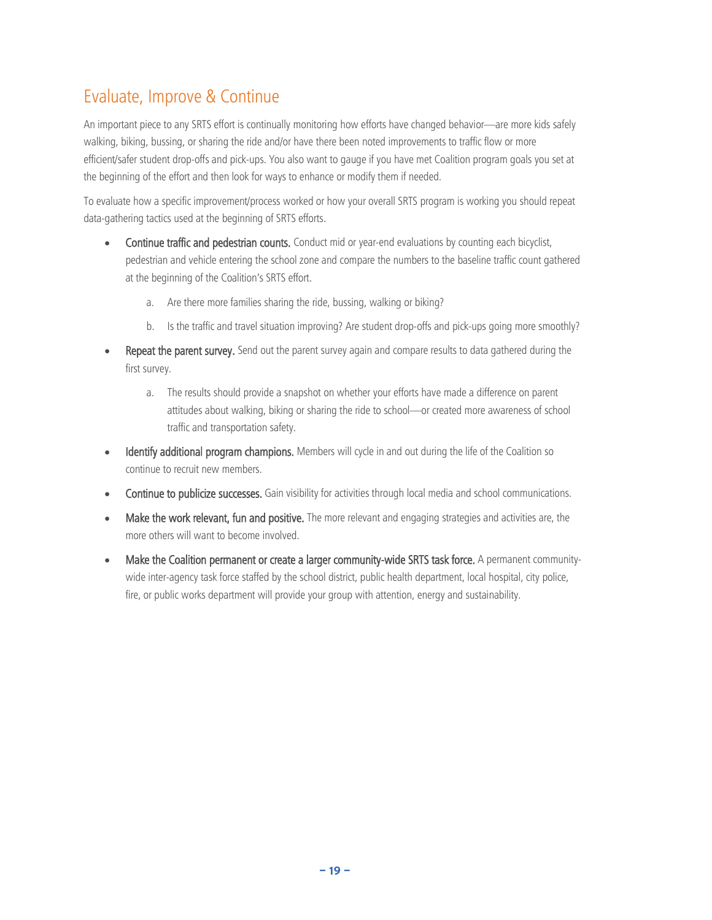## Evaluate, Improve & Continue

An important piece to any SRTS effort is continually monitoring how efforts have changed behavior—are more kids safely walking, biking, bussing, or sharing the ride and/or have there been noted improvements to traffic flow or more efficient/safer student drop-offs and pick-ups. You also want to gauge if you have met Coalition program goals you set at the beginning of the effort and then look for ways to enhance or modify them if needed.

To evaluate how a specific improvement/process worked or how your overall SRTS program is working you should repeat data-gathering tactics used at the beginning of SRTS efforts.

- **Continue traffic and pedestrian counts.** Conduct mid or year-end evaluations by counting each bicyclist, pedestrian and vehicle entering the school zone and compare the numbers to the baseline traffic count gathered at the beginning of the Coalition's SRTS effort.
    a. Are there more families sharing the ride, bussing, walking or biking?
    b. Is the traffic and travel situation improving? Are student drop-offs and pick-ups going more smoothly?
- **Repeat the parent survey.** Send out the parent survey again and compare results to data gathered during the first survey.
    a. The results should provide a snapshot on whether your efforts have made a difference on parent attitudes about walking, biking or sharing the ride to school—or created more awareness of school traffic and transportation safety.
- **Identify additional program champions.** Members will cycle in and out during the life of the Coalition so continue to recruit new members.
- **Continue to publicize successes.** Gain visibility for activities through local media and school communications.
- **Make the work relevant, fun and positive.** The more relevant and engaging strategies and activities are, the more others will want to become involved.
- **Make the Coalition permanent or create a larger community-wide SRTS task force.** A permanent community-wide inter-agency task force staffed by the school district, public health department, local hospital, city police, fire, or public works department will provide your group with attention, energy and sustainability.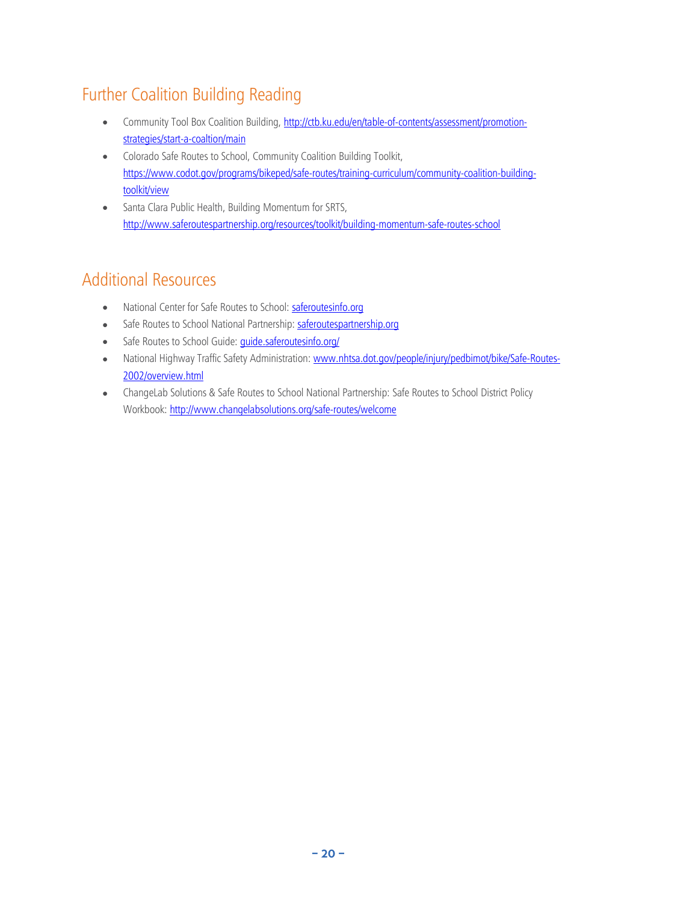## Further Coalition Building Reading

- Community Tool Box Coalition Building, http://ctb.ku.edu/en/table-of-contents/assessment/promotion-strategies/start-a-coaltion/main
- Colorado Safe Routes to School, Community Coalition Building Toolkit, https://www.codot.gov/programs/bikeped/safe-routes/training-curriculum/community-coalition-building-toolkit/view
- Santa Clara Public Health, Building Momentum for SRTS, http://www.saferoutespartnership.org/resources/toolkit/building-momentum-safe-routes-school

## Additional Resources

- National Center for Safe Routes to School: saferoutesinfo.org
- Safe Routes to School National Partnership: saferoutespartnership.org
- Safe Routes to School Guide: guide.saferoutesinfo.org/
- National Highway Traffic Safety Administration: www.nhtsa.dot.gov/people/injury/pedbimot/bike/Safe-Routes-2002/overview.html
- ChangeLab Solutions & Safe Routes to School National Partnership: Safe Routes to School District Policy Workbook: http://www.changelabsolutions.org/safe-routes/welcome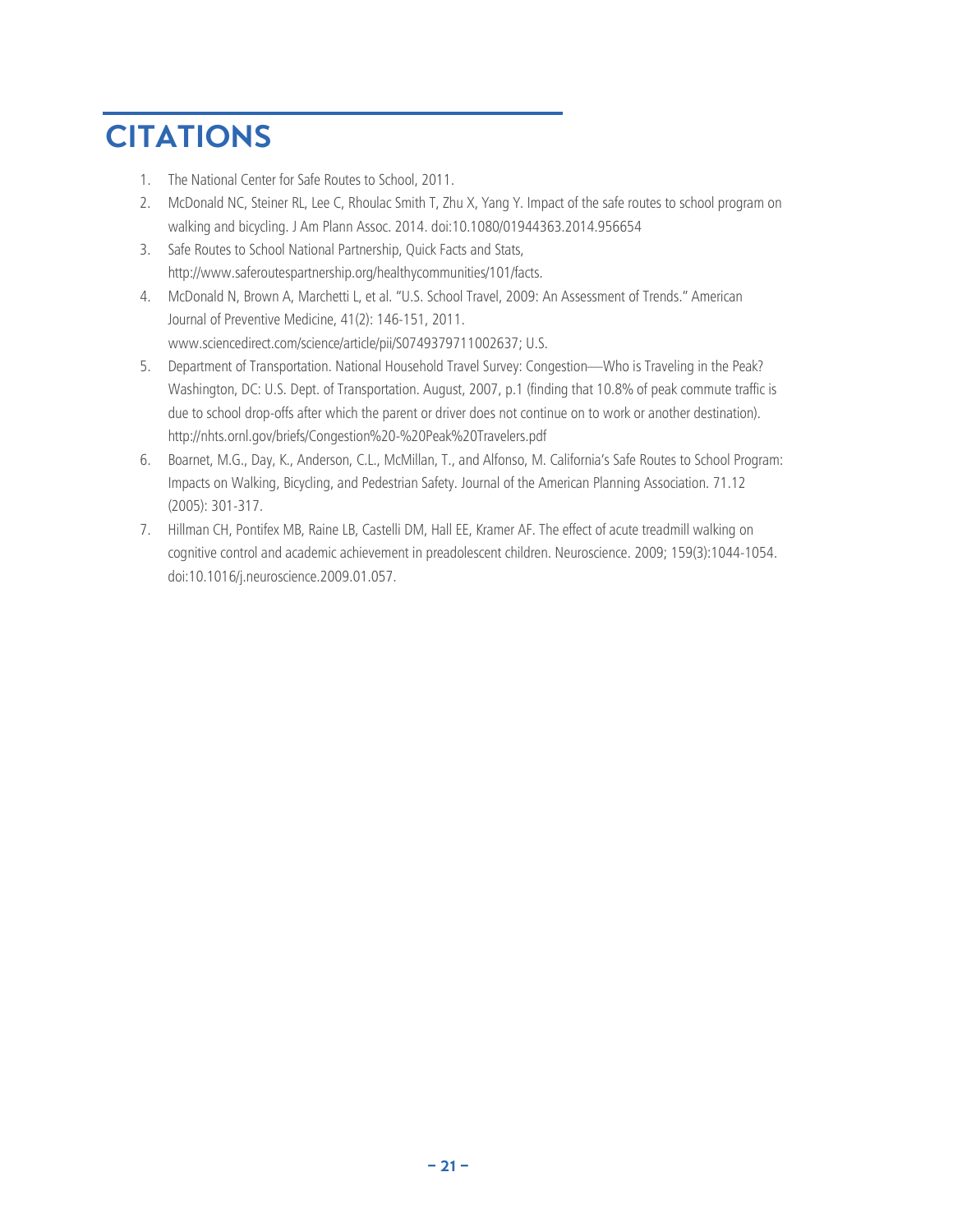# CITATIONS

1. The National Center for Safe Routes to School, 2011.
2. McDonald NC, Steiner RL, Lee C, Rhoulac Smith T, Zhu X, Yang Y. Impact of the safe routes to school program on walking and bicycling. J Am Plann Assoc. 2014. doi:10.1080/01944363.2014.956654
3. Safe Routes to School National Partnership, Quick Facts and Stats, http://www.saferoutespartnership.org/healthycommunities/101/facts.
4. McDonald N, Brown A, Marchetti L, et al. "U.S. School Travel, 2009: An Assessment of Trends." American Journal of Preventive Medicine, 41(2): 146-151, 2011. www.sciencedirect.com/science/article/pii/S0749379711002637; U.S.
5. Department of Transportation. National Household Travel Survey: Congestion—Who is Traveling in the Peak? Washington, DC: U.S. Dept. of Transportation. August, 2007, p.1 (finding that 10.8% of peak commute traffic is due to school drop-offs after which the parent or driver does not continue on to work or another destination). http://nhts.ornl.gov/briefs/Congestion%20-%20Peak%20Travelers.pdf
6. Boarnet, M.G., Day, K., Anderson, C.L., McMillan, T., and Alfonso, M. California's Safe Routes to School Program: Impacts on Walking, Bicycling, and Pedestrian Safety. Journal of the American Planning Association. 71.12 (2005): 301-317.
7. Hillman CH, Pontifex MB, Raine LB, Castelli DM, Hall EE, Kramer AF. The effect of acute treadmill walking on cognitive control and academic achievement in preadolescent children. Neuroscience. 2009; 159(3):1044-1054. doi:10.1016/j.neuroscience.2009.01.057.